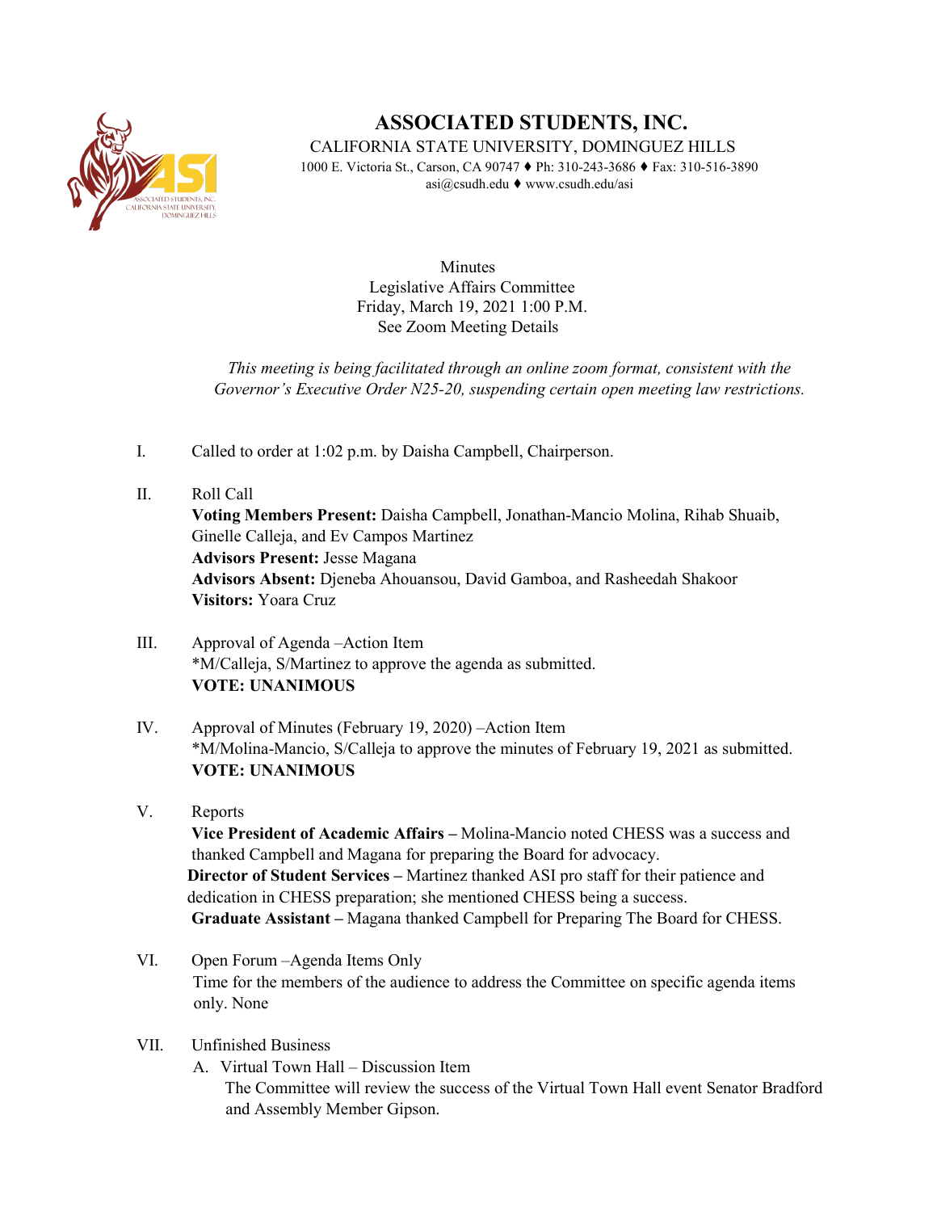# ASSOCIATED STUDENTS, INC.

CALIFORNIA STATE UNIVERSITY, DOMINGUEZ HILLS

1000 E. Victoria St., Carson, CA 90747 ♦ Ph: 310-243-3686 ♦ Fax: 310-516-3890

asi@csudh.edu ♦ www.csudh.edu/asi

Minutes
Legislative Affairs Committee
Friday, March 19, 2021 1:00 P.M.
See Zoom Meeting Details

*This meeting is being facilitated through an online zoom format, consistent with the Governor's Executive Order N25-20, suspending certain open meeting law restrictions.*

I. Called to order at 1:02 p.m. by Daisha Campbell, Chairperson.

II. Roll Call
**Voting Members Present:** Daisha Campbell, Jonathan-Mancio Molina, Rihab Shuaib, Ginelle Calleja, and Ev Campos Martinez
**Advisors Present:** Jesse Magana
**Advisors Absent:** Djeneba Ahouansou, David Gamboa, and Rasheedah Shakoor
**Visitors:** Yoara Cruz

III. Approval of Agenda –Action Item
*M/Calleja, S/Martinez to approve the agenda as submitted.
**VOTE: UNANIMOUS**

IV. Approval of Minutes (February 19, 2020) –Action Item
*M/Molina-Mancio, S/Calleja to approve the minutes of February 19, 2021 as submitted.
**VOTE: UNANIMOUS**

V. Reports
**Vice President of Academic Affairs –** Molina-Mancio noted CHESS was a success and thanked Campbell and Magana for preparing the Board for advocacy.
**Director of Student Services –** Martinez thanked ASI pro staff for their patience and dedication in CHESS preparation; she mentioned CHESS being a success.
**Graduate Assistant –** Magana thanked Campbell for Preparing The Board for CHESS.

VI. Open Forum –Agenda Items Only
Time for the members of the audience to address the Committee on specific agenda items only. None

VII. Unfinished Business
A. Virtual Town Hall – Discussion Item
The Committee will review the success of the Virtual Town Hall event Senator Bradford and Assembly Member Gipson.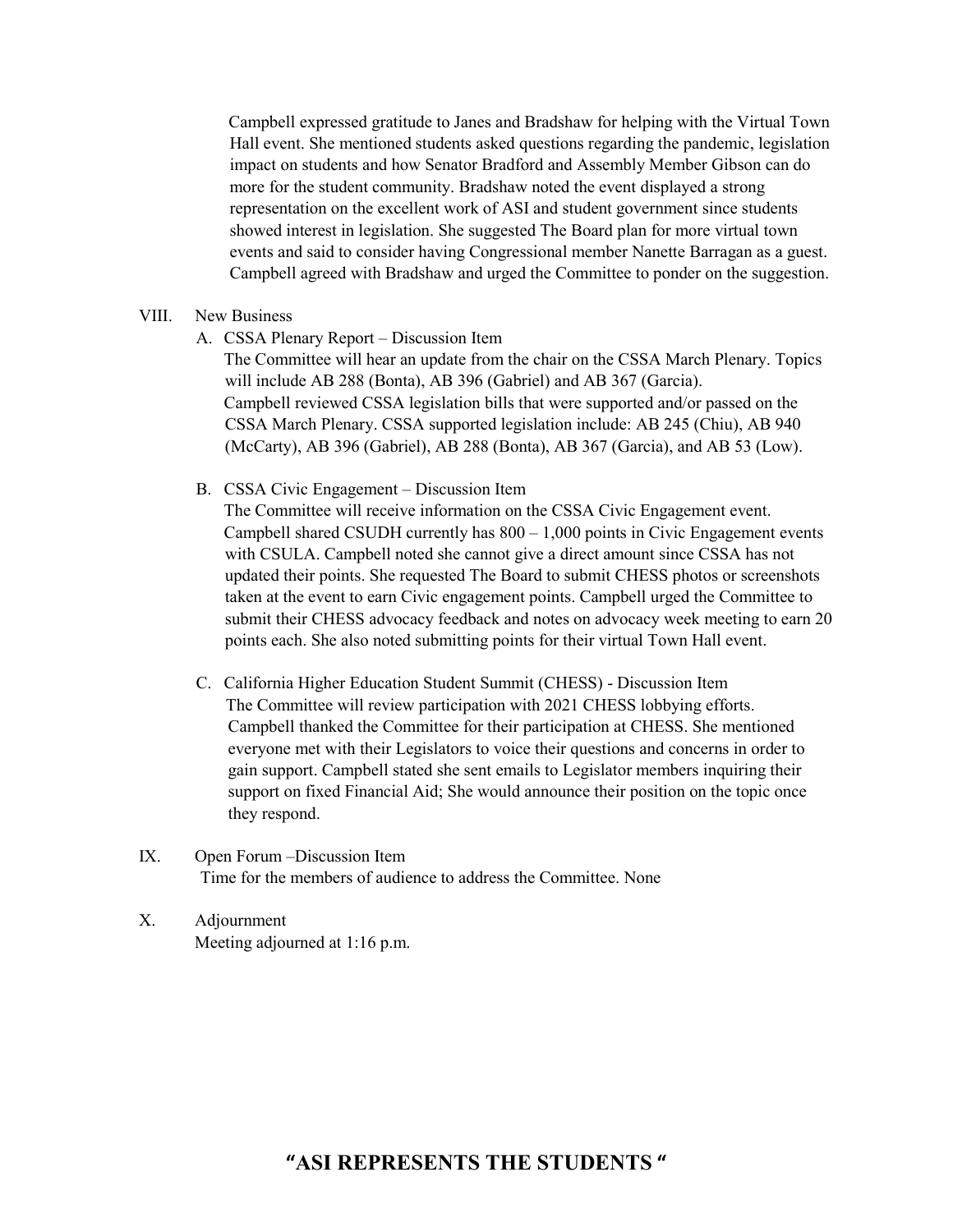Campbell expressed gratitude to Janes and Bradshaw for helping with the Virtual Town Hall event. She mentioned students asked questions regarding the pandemic, legislation impact on students and how Senator Bradford and Assembly Member Gibson can do more for the student community. Bradshaw noted the event displayed a strong representation on the excellent work of ASI and student government since students showed interest in legislation. She suggested The Board plan for more virtual town events and said to consider having Congressional member Nanette Barragan as a guest. Campbell agreed with Bradshaw and urged the Committee to ponder on the suggestion.

VIII. New Business

A. CSSA Plenary Report – Discussion Item

The Committee will hear an update from the chair on the CSSA March Plenary. Topics will include AB 288 (Bonta), AB 396 (Gabriel) and AB 367 (Garcia).
Campbell reviewed CSSA legislation bills that were supported and/or passed on the CSSA March Plenary. CSSA supported legislation include: AB 245 (Chiu), AB 940 (McCarty), AB 396 (Gabriel), AB 288 (Bonta), AB 367 (Garcia), and AB 53 (Low).

B. CSSA Civic Engagement – Discussion Item

The Committee will receive information on the CSSA Civic Engagement event.
Campbell shared CSUDH currently has 800 – 1,000 points in Civic Engagement events with CSULA. Campbell noted she cannot give a direct amount since CSSA has not updated their points. She requested The Board to submit CHESS photos or screenshots taken at the event to earn Civic engagement points. Campbell urged the Committee to submit their CHESS advocacy feedback and notes on advocacy week meeting to earn 20 points each. She also noted submitting points for their virtual Town Hall event.

C. California Higher Education Student Summit (CHESS) - Discussion Item

The Committee will review participation with 2021 CHESS lobbying efforts.
Campbell thanked the Committee for their participation at CHESS. She mentioned everyone met with their Legislators to voice their questions and concerns in order to gain support. Campbell stated she sent emails to Legislator members inquiring their support on fixed Financial Aid; She would announce their position on the topic once they respond.

IX. Open Forum –Discussion Item

Time for the members of audience to address the Committee. None

X. Adjournment

Meeting adjourned at 1:16 p.m.

**"ASI REPRESENTS THE STUDENTS "**